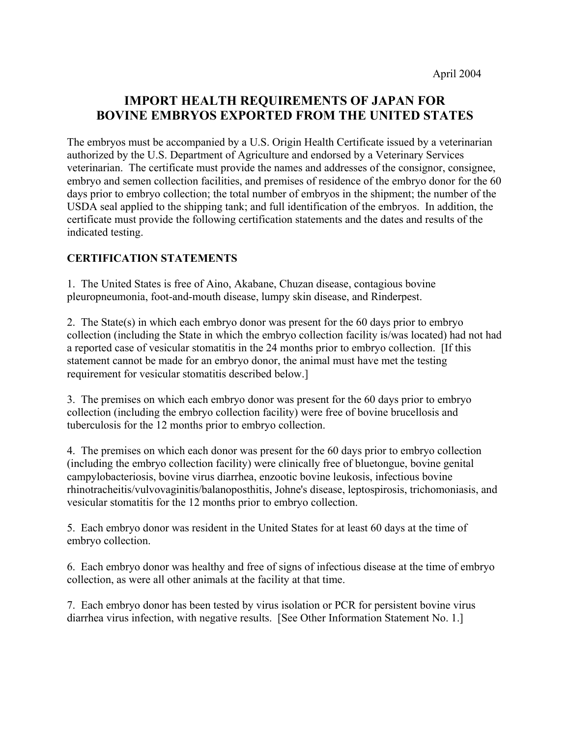April 2004

# IMPORT HEALTH REQUIREMENTS OF JAPAN FOR BOVINE EMBRYOS EXPORTED FROM THE UNITED STATES

The embryos must be accompanied by a U.S. Origin Health Certificate issued by a veterinarian authorized by the U.S. Department of Agriculture and endorsed by a Veterinary Services veterinarian. The certificate must provide the names and addresses of the consignor, consignee, embryo and semen collection facilities, and premises of residence of the embryo donor for the 60 days prior to embryo collection; the total number of embryos in the shipment; the number of the USDA seal applied to the shipping tank; and full identification of the embryos. In addition, the certificate must provide the following certification statements and the dates and results of the indicated testing.

## CERTIFICATION STATEMENTS

1. The United States is free of Aino, Akabane, Chuzan disease, contagious bovine pleuropneumonia, foot-and-mouth disease, lumpy skin disease, and Rinderpest.

2. The State(s) in which each embryo donor was present for the 60 days prior to embryo collection (including the State in which the embryo collection facility is/was located) had not had a reported case of vesicular stomatitis in the 24 months prior to embryo collection. [If this statement cannot be made for an embryo donor, the animal must have met the testing requirement for vesicular stomatitis described below.]

3. The premises on which each embryo donor was present for the 60 days prior to embryo collection (including the embryo collection facility) were free of bovine brucellosis and tuberculosis for the 12 months prior to embryo collection.

4. The premises on which each donor was present for the 60 days prior to embryo collection (including the embryo collection facility) were clinically free of bluetongue, bovine genital campylobacteriosis, bovine virus diarrhea, enzootic bovine leukosis, infectious bovine rhinotracheitis/vulvovaginitis/balanoposthitis, Johne's disease, leptospirosis, trichomoniasis, and vesicular stomatitis for the 12 months prior to embryo collection.

5. Each embryo donor was resident in the United States for at least 60 days at the time of embryo collection.

6. Each embryo donor was healthy and free of signs of infectious disease at the time of embryo collection, as were all other animals at the facility at that time.

7. Each embryo donor has been tested by virus isolation or PCR for persistent bovine virus diarrhea virus infection, with negative results. [See Other Information Statement No. 1.]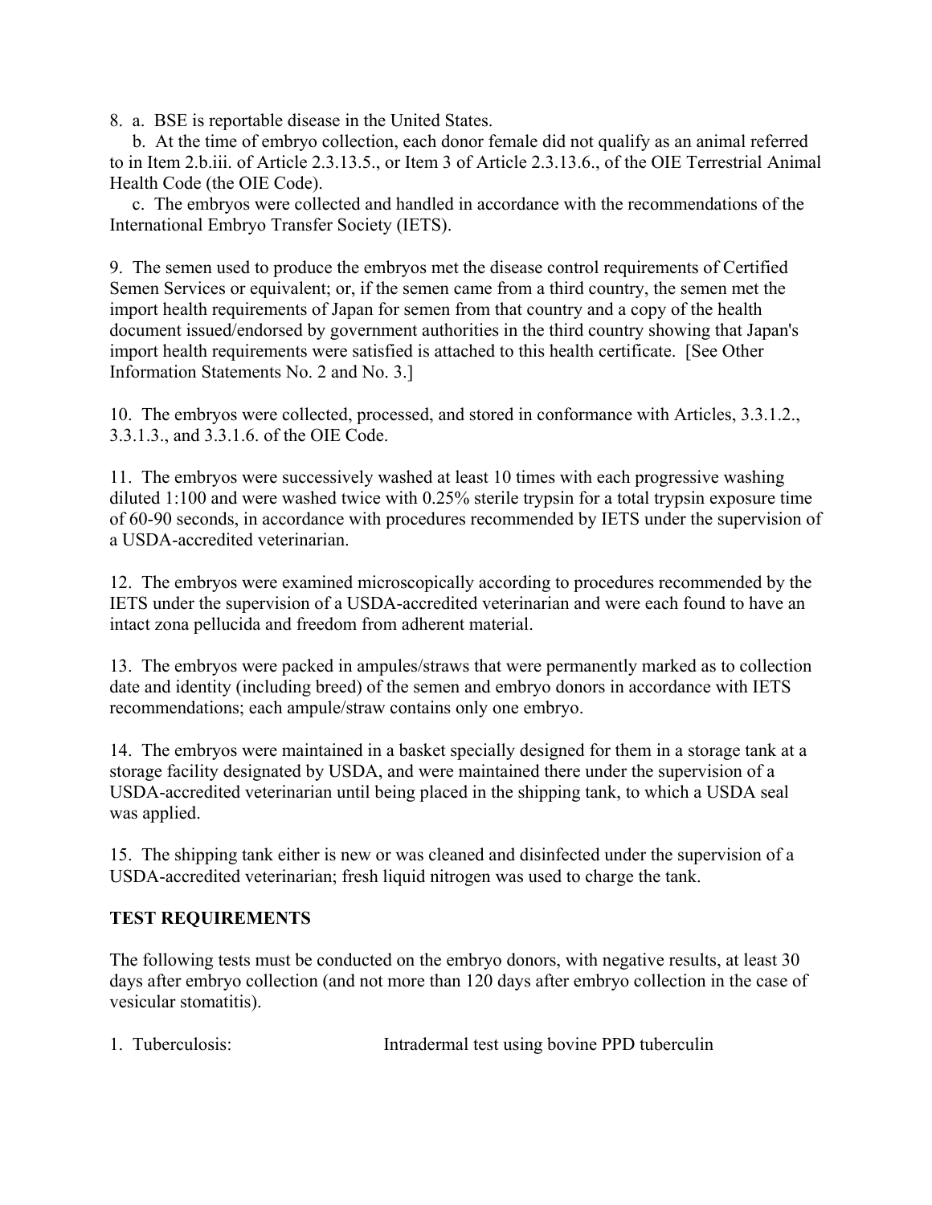8. a. BSE is reportable disease in the United States.

b. At the time of embryo collection, each donor female did not qualify as an animal referred to in Item 2.b.iii. of Article 2.3.13.5., or Item 3 of Article 2.3.13.6., of the OIE Terrestrial Animal Health Code (the OIE Code).

c. The embryos were collected and handled in accordance with the recommendations of the International Embryo Transfer Society (IETS).

9. The semen used to produce the embryos met the disease control requirements of Certified Semen Services or equivalent; or, if the semen came from a third country, the semen met the import health requirements of Japan for semen from that country and a copy of the health document issued/endorsed by government authorities in the third country showing that Japan's import health requirements were satisfied is attached to this health certificate. [See Other Information Statements No. 2 and No. 3.]

10. The embryos were collected, processed, and stored in conformance with Articles, 3.3.1.2., 3.3.1.3., and 3.3.1.6. of the OIE Code.

11. The embryos were successively washed at least 10 times with each progressive washing diluted 1:100 and were washed twice with 0.25% sterile trypsin for a total trypsin exposure time of 60-90 seconds, in accordance with procedures recommended by IETS under the supervision of a USDA-accredited veterinarian.

12. The embryos were examined microscopically according to procedures recommended by the IETS under the supervision of a USDA-accredited veterinarian and were each found to have an intact zona pellucida and freedom from adherent material.

13. The embryos were packed in ampules/straws that were permanently marked as to collection date and identity (including breed) of the semen and embryo donors in accordance with IETS recommendations; each ampule/straw contains only one embryo.

14. The embryos were maintained in a basket specially designed for them in a storage tank at a storage facility designated by USDA, and were maintained there under the supervision of a USDA-accredited veterinarian until being placed in the shipping tank, to which a USDA seal was applied.

15. The shipping tank either is new or was cleaned and disinfected under the supervision of a USDA-accredited veterinarian; fresh liquid nitrogen was used to charge the tank.

**TEST REQUIREMENTS**

The following tests must be conducted on the embryo donors, with negative results, at least 30 days after embryo collection (and not more than 120 days after embryo collection in the case of vesicular stomatitis).

1. Tuberculosis: Intradermal test using bovine PPD tuberculin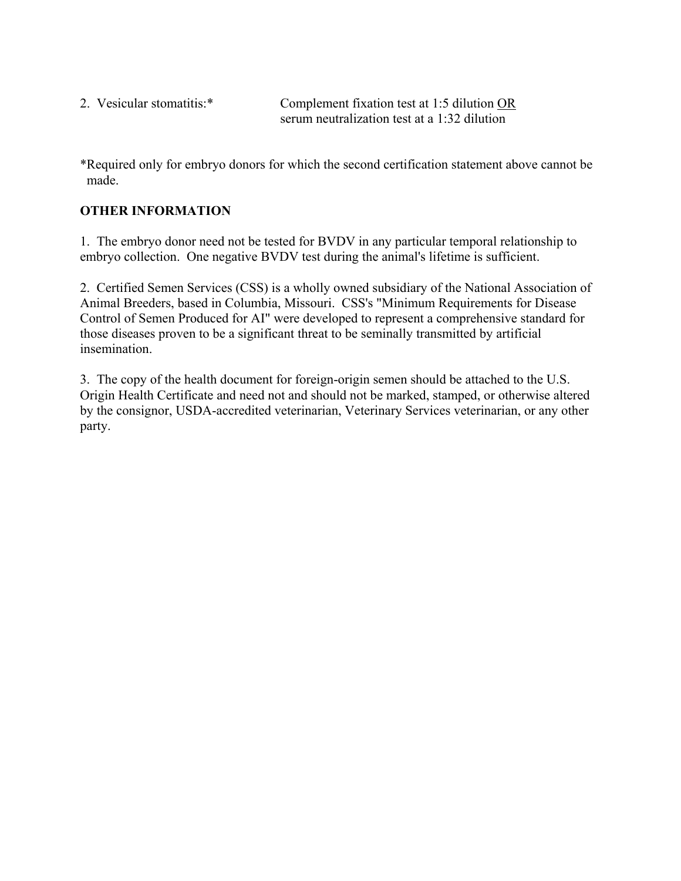2. Vesicular stomatitis:* Complement fixation test at 1:5 dilution <u>OR</u> serum neutralization test at a 1:32 dilution

*Required only for embryo donors for which the second certification statement above cannot be made.

**OTHER INFORMATION**

1. The embryo donor need not be tested for BVDV in any particular temporal relationship to embryo collection. One negative BVDV test during the animal's lifetime is sufficient.

2. Certified Semen Services (CSS) is a wholly owned subsidiary of the National Association of Animal Breeders, based in Columbia, Missouri. CSS's "Minimum Requirements for Disease Control of Semen Produced for AI" were developed to represent a comprehensive standard for those diseases proven to be a significant threat to be seminally transmitted by artificial insemination.

3. The copy of the health document for foreign-origin semen should be attached to the U.S. Origin Health Certificate and need not and should not be marked, stamped, or otherwise altered by the consignor, USDA-accredited veterinarian, Veterinary Services veterinarian, or any other party.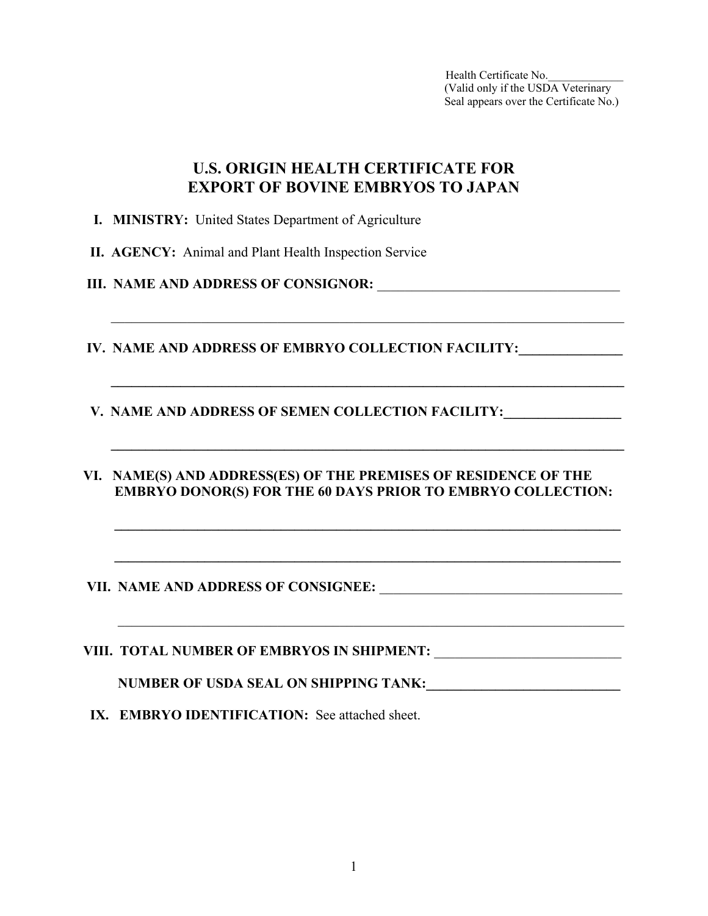Health Certificate No.\_\_\_\_\_\_\_\_\_\_\_\_\_
(Valid only if the USDA Veterinary Seal appears over the Certificate No.)

# U.S. ORIGIN HEALTH CERTIFICATE FOR EXPORT OF BOVINE EMBRYOS TO JAPAN

**I. MINISTRY:** United States Department of Agriculture

**II. AGENCY:** Animal and Plant Health Inspection Service

**III. NAME AND ADDRESS OF CONSIGNOR:** \_\_\_\_\_\_\_\_\_\_\_\_\_\_\_\_\_\_\_\_\_\_\_\_\_\_\_\_\_\_\_\_\_\_\_\_

\_\_\_\_\_\_\_\_\_\_\_\_\_\_\_\_\_\_\_\_\_\_\_\_\_\_\_\_\_\_\_\_\_\_\_\_\_\_\_\_\_\_\_\_\_\_\_\_\_\_\_\_\_\_\_\_\_\_\_\_\_\_\_\_\_\_\_\_\_\_\_\_\_\_

**IV. NAME AND ADDRESS OF EMBRYO COLLECTION FACILITY:**\_\_\_\_\_\_\_\_\_\_\_\_\_\_\_

\_\_\_\_\_\_\_\_\_\_\_\_\_\_\_\_\_\_\_\_\_\_\_\_\_\_\_\_\_\_\_\_\_\_\_\_\_\_\_\_\_\_\_\_\_\_\_\_\_\_\_\_\_\_\_\_\_\_\_\_\_\_\_\_\_\_\_\_\_\_\_\_\_\_

**V. NAME AND ADDRESS OF SEMEN COLLECTION FACILITY:**\_\_\_\_\_\_\_\_\_\_\_\_\_\_\_\_\_

\_\_\_\_\_\_\_\_\_\_\_\_\_\_\_\_\_\_\_\_\_\_\_\_\_\_\_\_\_\_\_\_\_\_\_\_\_\_\_\_\_\_\_\_\_\_\_\_\_\_\_\_\_\_\_\_\_\_\_\_\_\_\_\_\_\_\_\_\_\_\_\_\_\_

**VI. NAME(S) AND ADDRESS(ES) OF THE PREMISES OF RESIDENCE OF THE EMBRYO DONOR(S) FOR THE 60 DAYS PRIOR TO EMBRYO COLLECTION:**

\_\_\_\_\_\_\_\_\_\_\_\_\_\_\_\_\_\_\_\_\_\_\_\_\_\_\_\_\_\_\_\_\_\_\_\_\_\_\_\_\_\_\_\_\_\_\_\_\_\_\_\_\_\_\_\_\_\_\_\_\_\_\_\_\_\_\_\_\_\_\_\_\_\_

\_\_\_\_\_\_\_\_\_\_\_\_\_\_\_\_\_\_\_\_\_\_\_\_\_\_\_\_\_\_\_\_\_\_\_\_\_\_\_\_\_\_\_\_\_\_\_\_\_\_\_\_\_\_\_\_\_\_\_\_\_\_\_\_\_\_\_\_\_\_\_\_\_\_

**VII. NAME AND ADDRESS OF CONSIGNEE:** \_\_\_\_\_\_\_\_\_\_\_\_\_\_\_\_\_\_\_\_\_\_\_\_\_\_\_\_\_\_\_\_\_\_\_\_

\_\_\_\_\_\_\_\_\_\_\_\_\_\_\_\_\_\_\_\_\_\_\_\_\_\_\_\_\_\_\_\_\_\_\_\_\_\_\_\_\_\_\_\_\_\_\_\_\_\_\_\_\_\_\_\_\_\_\_\_\_\_\_\_\_\_\_\_\_\_\_\_\_\_

**VIII. TOTAL NUMBER OF EMBRYOS IN SHIPMENT:** \_\_\_\_\_\_\_\_\_\_\_\_\_\_\_\_\_\_\_\_\_\_\_\_\_\_\_

**NUMBER OF USDA SEAL ON SHIPPING TANK:**\_\_\_\_\_\_\_\_\_\_\_\_\_\_\_\_\_\_\_\_\_\_\_\_\_\_\_\_

**IX. EMBRYO IDENTIFICATION:** See attached sheet.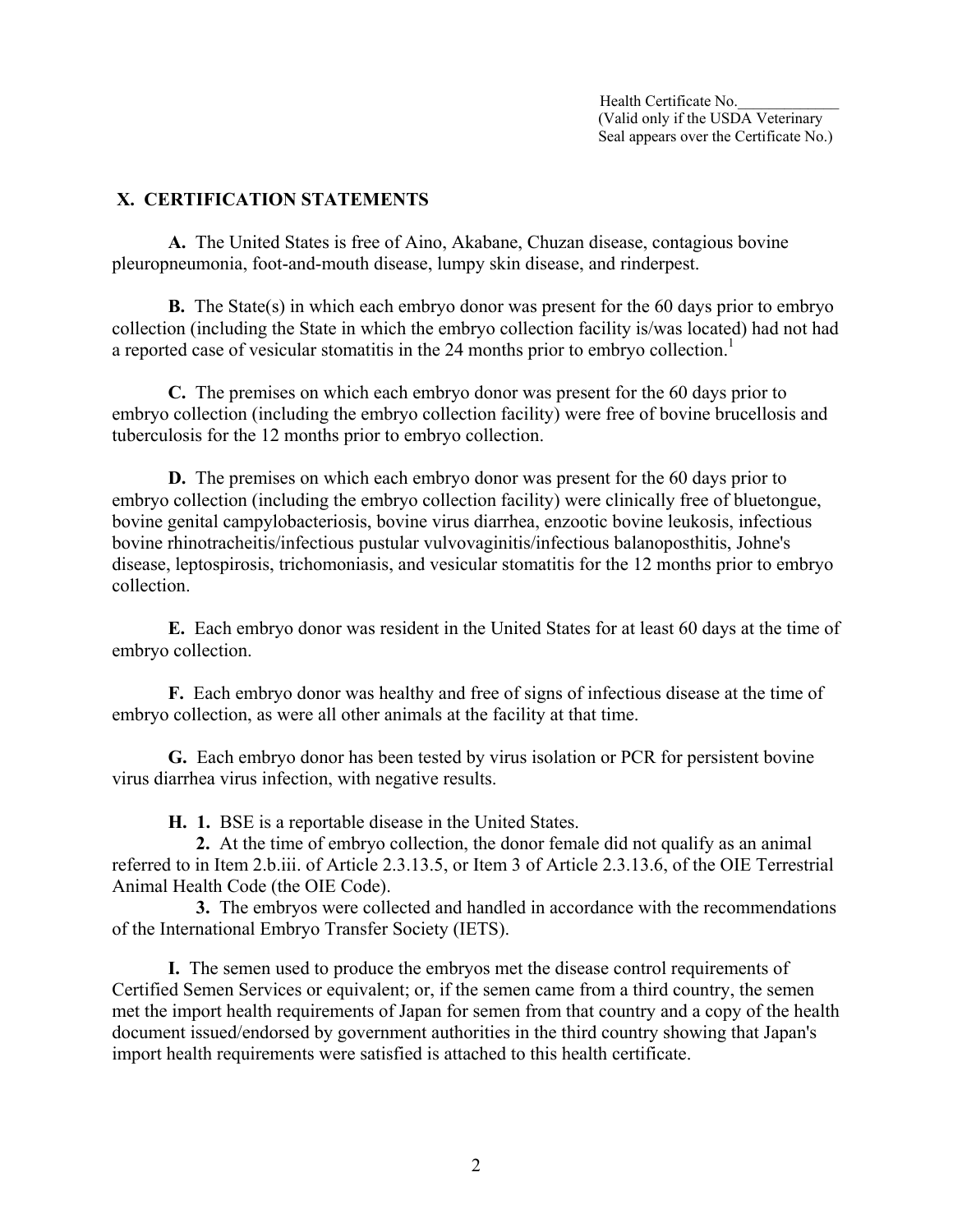Health Certificate No.\_\_\_\_\_\_\_\_\_\_\_\_\_
(Valid only if the USDA Veterinary Seal appears over the Certificate No.)

## X. CERTIFICATION STATEMENTS

**A.** The United States is free of Aino, Akabane, Chuzan disease, contagious bovine pleuropneumonia, foot-and-mouth disease, lumpy skin disease, and rinderpest.

**B.** The State(s) in which each embryo donor was present for the 60 days prior to embryo collection (including the State in which the embryo collection facility is/was located) had not had a reported case of vesicular stomatitis in the 24 months prior to embryo collection.[1]

**C.** The premises on which each embryo donor was present for the 60 days prior to embryo collection (including the embryo collection facility) were free of bovine brucellosis and tuberculosis for the 12 months prior to embryo collection.

**D.** The premises on which each embryo donor was present for the 60 days prior to embryo collection (including the embryo collection facility) were clinically free of bluetongue, bovine genital campylobacteriosis, bovine virus diarrhea, enzootic bovine leukosis, infectious bovine rhinotracheitis/infectious pustular vulvovaginitis/infectious balanoposthitis, Johne's disease, leptospirosis, trichomoniasis, and vesicular stomatitis for the 12 months prior to embryo collection.

**E.** Each embryo donor was resident in the United States for at least 60 days at the time of embryo collection.

**F.** Each embryo donor was healthy and free of signs of infectious disease at the time of embryo collection, as were all other animals at the facility at that time.

**G.** Each embryo donor has been tested by virus isolation or PCR for persistent bovine virus diarrhea virus infection, with negative results.

**H. 1.** BSE is a reportable disease in the United States.

**2.** At the time of embryo collection, the donor female did not qualify as an animal referred to in Item 2.b.iii. of Article 2.3.13.5, or Item 3 of Article 2.3.13.6, of the OIE Terrestrial Animal Health Code (the OIE Code).

**3.** The embryos were collected and handled in accordance with the recommendations of the International Embryo Transfer Society (IETS).

**I.** The semen used to produce the embryos met the disease control requirements of Certified Semen Services or equivalent; or, if the semen came from a third country, the semen met the import health requirements of Japan for semen from that country and a copy of the health document issued/endorsed by government authorities in the third country showing that Japan's import health requirements were satisfied is attached to this health certificate.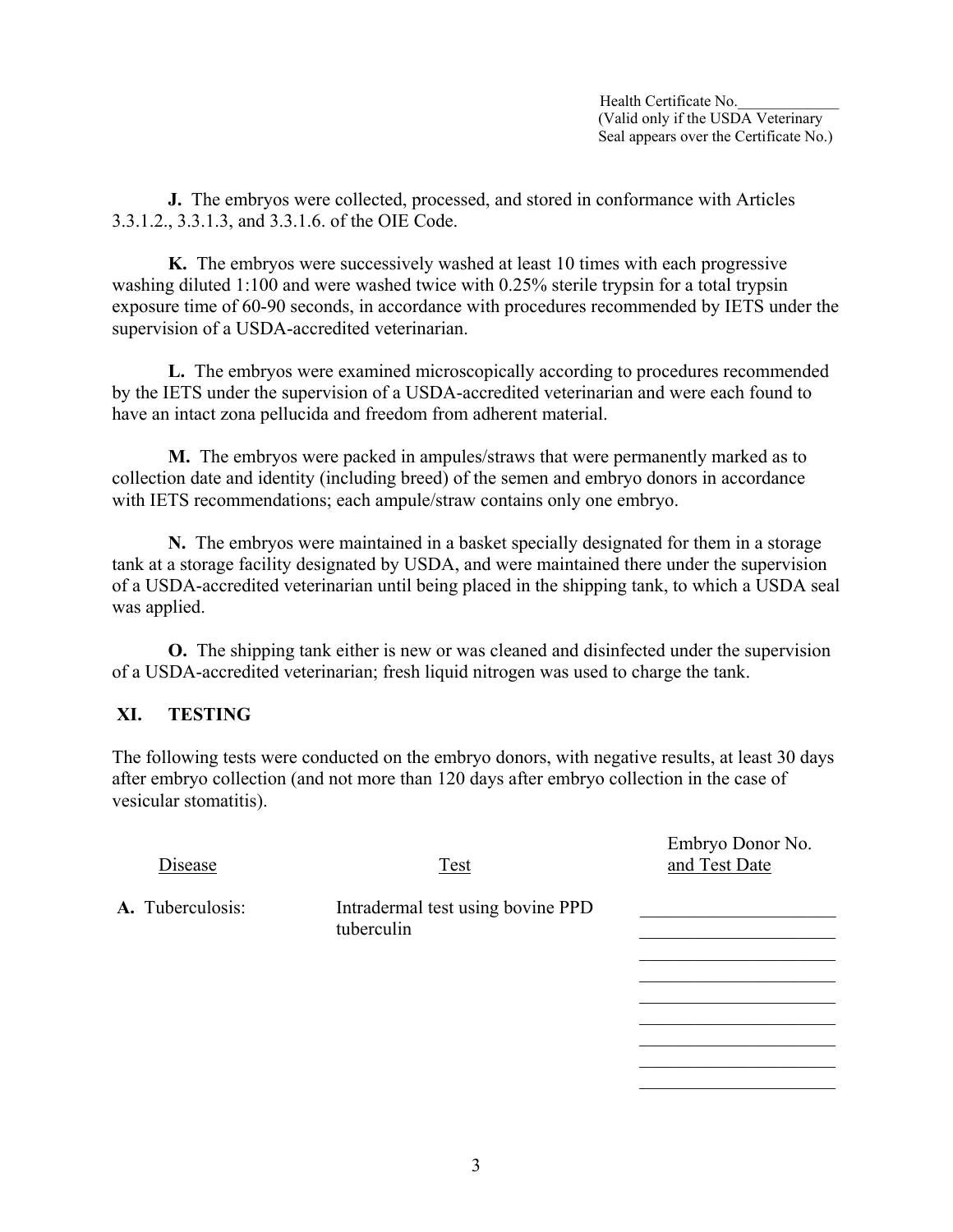Health Certificate No.\_\_\_\_\_\_\_\_\_\_\_\_\_
(Valid only if the USDA Veterinary Seal appears over the Certificate No.)

**J.** The embryos were collected, processed, and stored in conformance with Articles 3.3.1.2., 3.3.1.3, and 3.3.1.6. of the OIE Code.

**K.** The embryos were successively washed at least 10 times with each progressive washing diluted 1:100 and were washed twice with 0.25% sterile trypsin for a total trypsin exposure time of 60-90 seconds, in accordance with procedures recommended by IETS under the supervision of a USDA-accredited veterinarian.

**L.** The embryos were examined microscopically according to procedures recommended by the IETS under the supervision of a USDA-accredited veterinarian and were each found to have an intact zona pellucida and freedom from adherent material.

**M.** The embryos were packed in ampules/straws that were permanently marked as to collection date and identity (including breed) of the semen and embryo donors in accordance with IETS recommendations; each ampule/straw contains only one embryo.

**N.** The embryos were maintained in a basket specially designated for them in a storage tank at a storage facility designated by USDA, and were maintained there under the supervision of a USDA-accredited veterinarian until being placed in the shipping tank, to which a USDA seal was applied.

**O.** The shipping tank either is new or was cleaned and disinfected under the supervision of a USDA-accredited veterinarian; fresh liquid nitrogen was used to charge the tank.

## XI. TESTING

The following tests were conducted on the embryo donors, with negative results, at least 30 days after embryo collection (and not more than 120 days after embryo collection in the case of vesicular stomatitis).

| Disease | Test | Embryo Donor No. and Test Date |
|---|---|---|
| **A.** Tuberculosis: | Intradermal test using bovine PPD tuberculin | \_\_\_\_\_\_\_\_\_\_\_\_\_\_\_\_\_\_\_\_ |
| | | \_\_\_\_\_\_\_\_\_\_\_\_\_\_\_\_\_\_\_\_ |
| | | \_\_\_\_\_\_\_\_\_\_\_\_\_\_\_\_\_\_\_\_ |
| | | \_\_\_\_\_\_\_\_\_\_\_\_\_\_\_\_\_\_\_\_ |
| | | \_\_\_\_\_\_\_\_\_\_\_\_\_\_\_\_\_\_\_\_ |
| | | \_\_\_\_\_\_\_\_\_\_\_\_\_\_\_\_\_\_\_\_ |
| | | \_\_\_\_\_\_\_\_\_\_\_\_\_\_\_\_\_\_\_\_ |
| | | \_\_\_\_\_\_\_\_\_\_\_\_\_\_\_\_\_\_\_\_ |
| | | \_\_\_\_\_\_\_\_\_\_\_\_\_\_\_\_\_\_\_\_ |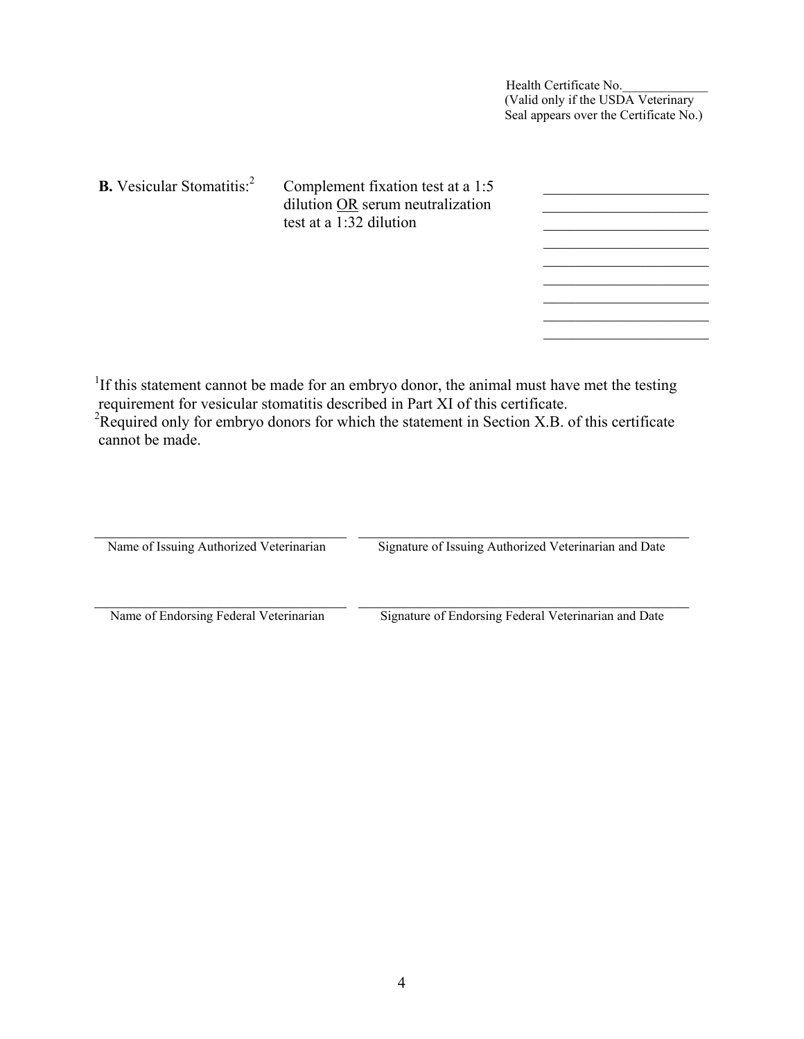Health Certificate No.\_\_\_\_\_\_\_\_\_\_\_\_\_
(Valid only if the USDA Veterinary Seal appears over the Certificate No.)

**B.** Vesicular Stomatitis:[2] Complement fixation test at a 1:5 dilution <u>OR</u> serum neutralization test at a 1:32 dilution

\_\_\_\_\_\_\_\_\_\_\_\_\_\_\_\_\_\_\_\_\_\_\_
\_\_\_\_\_\_\_\_\_\_\_\_\_\_\_\_\_\_\_\_\_\_\_
\_\_\_\_\_\_\_\_\_\_\_\_\_\_\_\_\_\_\_\_\_\_\_
\_\_\_\_\_\_\_\_\_\_\_\_\_\_\_\_\_\_\_\_\_\_\_
\_\_\_\_\_\_\_\_\_\_\_\_\_\_\_\_\_\_\_\_\_\_\_
\_\_\_\_\_\_\_\_\_\_\_\_\_\_\_\_\_\_\_\_\_\_\_
\_\_\_\_\_\_\_\_\_\_\_\_\_\_\_\_\_\_\_\_\_\_\_
\_\_\_\_\_\_\_\_\_\_\_\_\_\_\_\_\_\_\_\_\_\_\_
\_\_\_\_\_\_\_\_\_\_\_\_\_\_\_\_\_\_\_\_\_\_\_

[1]If this statement cannot be made for an embryo donor, the animal must have met the testing requirement for vesicular stomatitis described in Part XI of this certificate.
[2]Required only for embryo donors for which the statement in Section X.B. of this certificate cannot be made.

| \_\_\_\_\_\_\_\_\_\_\_\_\_\_\_\_\_\_\_\_\_\_\_\_\_\_\_\_\_\_ | \_\_\_\_\_\_\_\_\_\_\_\_\_\_\_\_\_\_\_\_\_\_\_\_\_\_\_\_\_\_\_\_\_\_\_\_\_\_\_\_ |
| --- | --- |
| Name of Issuing Authorized Veterinarian | Signature of Issuing Authorized Veterinarian and Date |
| \_\_\_\_\_\_\_\_\_\_\_\_\_\_\_\_\_\_\_\_\_\_\_\_\_\_\_\_\_\_ | \_\_\_\_\_\_\_\_\_\_\_\_\_\_\_\_\_\_\_\_\_\_\_\_\_\_\_\_\_\_\_\_\_\_\_\_\_\_\_\_ |
| Name of Endorsing Federal Veterinarian | Signature of Endorsing Federal Veterinarian and Date |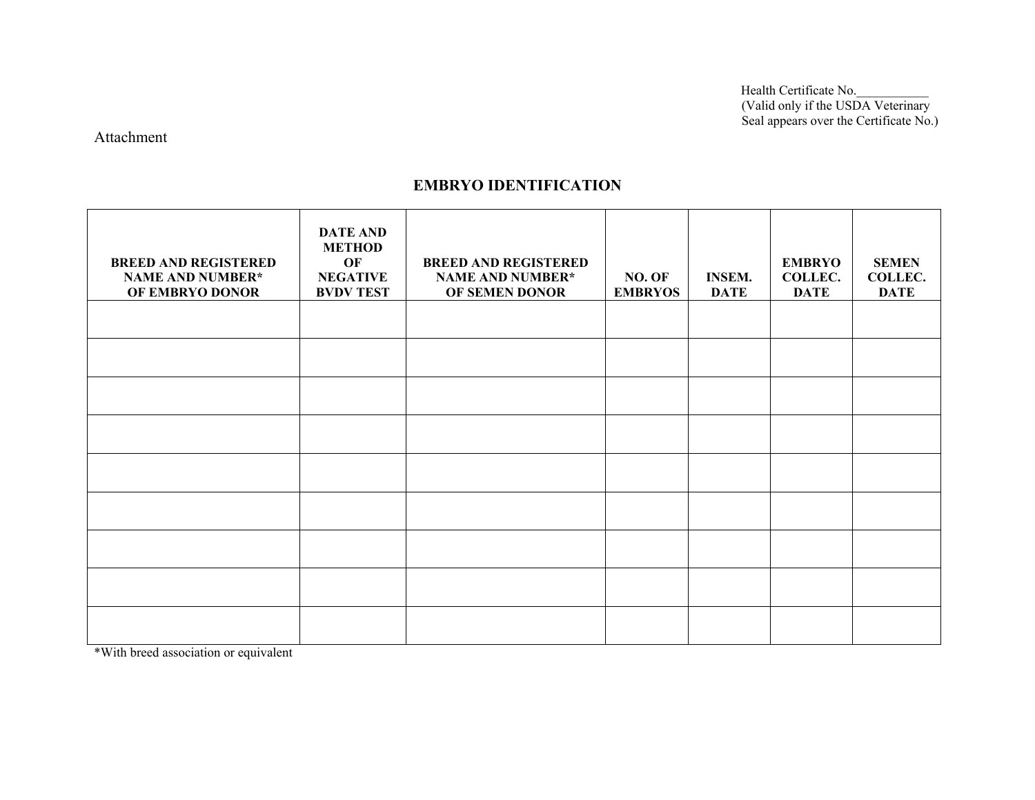Health Certificate No.___________
(Valid only if the USDA Veterinary Seal appears over the Certificate No.)

Attachment

## EMBRYO IDENTIFICATION

| BREED AND REGISTERED NAME AND NUMBER* OF EMBRYO DONOR | DATE AND METHOD OF NEGATIVE BVDV TEST | BREED AND REGISTERED NAME AND NUMBER* OF SEMEN DONOR | NO. OF EMBRYOS | INSEM. DATE | EMBRYO COLLEC. DATE | SEMEN COLLEC. DATE |
|---|---|---|---|---|---|---|
| | | | | | | |
| | | | | | | |
| | | | | | | |
| | | | | | | |
| | | | | | | |
| | | | | | | |
| | | | | | | |
| | | | | | | |
| | | | | | | |

*With breed association or equivalent